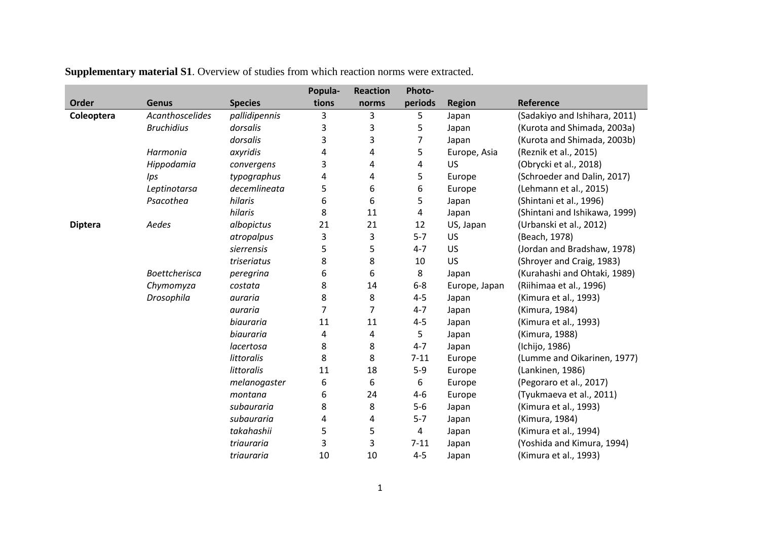**Supplementary material S1**. Overview of studies from which reaction norms were extracted.

| Order | Genus | Species | Popula-tions | Reaction norms | Photo-periods | Region | Reference |
|---|---|---|---|---|---|---|---|
| **Coleoptera** | *Acanthoscelides* | *pallidipennis* | 3 | 3 | 5 | Japan | (Sadakiyo and Ishihara, 2011) |
| | *Bruchidius* | *dorsalis* | 3 | 3 | 5 | Japan | (Kurota and Shimada, 2003a) |
| | | *dorsalis* | 3 | 3 | 7 | Japan | (Kurota and Shimada, 2003b) |
| | *Harmonia* | *axyridis* | 4 | 4 | 5 | Europe, Asia | (Reznik et al., 2015) |
| | *Hippodamia* | *convergens* | 3 | 4 | 4 | US | (Obrycki et al., 2018) |
| | *Ips* | *typographus* | 4 | 4 | 5 | Europe | (Schroeder and Dalin, 2017) |
| | *Leptinotarsa* | *decemlineata* | 5 | 6 | 6 | Europe | (Lehmann et al., 2015) |
| | *Psacothea* | *hilaris* | 6 | 6 | 5 | Japan | (Shintani et al., 1996) |
| | | *hilaris* | 8 | 11 | 4 | Japan | (Shintani and Ishikawa, 1999) |
| **Diptera** | *Aedes* | *albopictus* | 21 | 21 | 12 | US, Japan | (Urbanski et al., 2012) |
| | | *atropalpus* | 3 | 3 | 5-7 | US | (Beach, 1978) |
| | | *sierrensis* | 5 | 5 | 4-7 | US | (Jordan and Bradshaw, 1978) |
| | | *triseriatus* | 8 | 8 | 10 | US | (Shroyer and Craig, 1983) |
| | *Boettcherisca* | *peregrina* | 6 | 6 | 8 | Japan | (Kurahashi and Ohtaki, 1989) |
| | *Chymomyza* | *costata* | 8 | 14 | 6-8 | Europe, Japan | (Riihimaa et al., 1996) |
| | *Drosophila* | *auraria* | 8 | 8 | 4-5 | Japan | (Kimura et al., 1993) |
| | | *auraria* | 7 | 7 | 4-7 | Japan | (Kimura, 1984) |
| | | *biauraria* | 11 | 11 | 4-5 | Japan | (Kimura et al., 1993) |
| | | *biauraria* | 4 | 4 | 5 | Japan | (Kimura, 1988) |
| | | *lacertosa* | 8 | 8 | 4-7 | Japan | (Ichijo, 1986) |
| | | *littoralis* | 8 | 8 | 7-11 | Europe | (Lumme and Oikarinen, 1977) |
| | | *littoralis* | 11 | 18 | 5-9 | Europe | (Lankinen, 1986) |
| | | *melanogaster* | 6 | 6 | 6 | Europe | (Pegoraro et al., 2017) |
| | | *montana* | 6 | 24 | 4-6 | Europe | (Tyukmaeva et al., 2011) |
| | | *subauraria* | 8 | 8 | 5-6 | Japan | (Kimura et al., 1993) |
| | | *subauraria* | 4 | 4 | 5-7 | Japan | (Kimura, 1984) |
| | | *takahashii* | 5 | 5 | 4 | Japan | (Kimura et al., 1994) |
| | | *triauraria* | 3 | 3 | 7-11 | Japan | (Yoshida and Kimura, 1994) |
| | | *triauraria* | 10 | 10 | 4-5 | Japan | (Kimura et al., 1993) |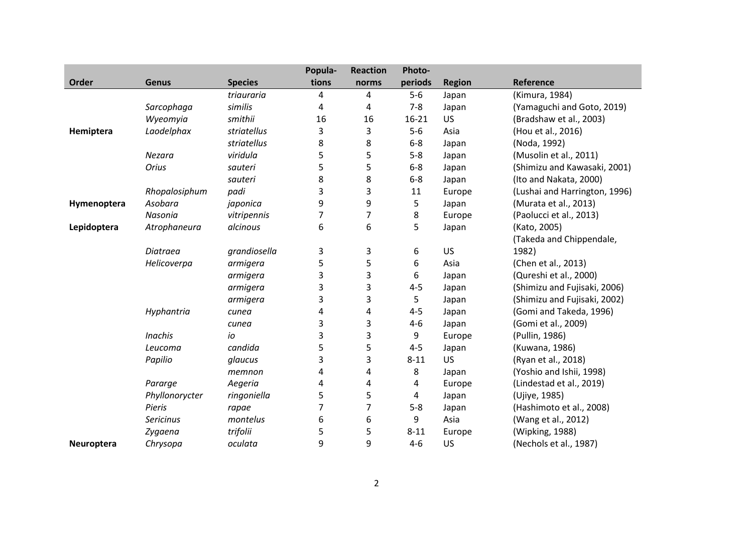| Order | Genus | Species | Popula-tions | Reaction norms | Photo-periods | Region | Reference |
|---|---|---|---|---|---|---|---|
| | | *triauraria* | 4 | 4 | 5-6 | Japan | (Kimura, 1984) |
| | *Sarcophaga* | *similis* | 4 | 4 | 7-8 | Japan | (Yamaguchi and Goto, 2019) |
| | *Wyeomyia* | *smithii* | 16 | 16 | 16-21 | US | (Bradshaw et al., 2003) |
| **Hemiptera** | *Laodelphax* | *striatellus* | 3 | 3 | 5-6 | Asia | (Hou et al., 2016) |
| | | *striatellus* | 8 | 8 | 6-8 | Japan | (Noda, 1992) |
| | *Nezara* | *viridula* | 5 | 5 | 5-8 | Japan | (Musolin et al., 2011) |
| | *Orius* | *sauteri* | 5 | 5 | 6-8 | Japan | (Shimizu and Kawasaki, 2001) |
| | | *sauteri* | 8 | 8 | 6-8 | Japan | (Ito and Nakata, 2000) |
| | *Rhopalosiphum* | *padi* | 3 | 3 | 11 | Europe | (Lushai and Harrington, 1996) |
| **Hymenoptera** | *Asobara* | *japonica* | 9 | 9 | 5 | Japan | (Murata et al., 2013) |
| | *Nasonia* | *vitripennis* | 7 | 7 | 8 | Europe | (Paolucci et al., 2013) |
| **Lepidoptera** | *Atrophaneura* | *alcinous* | 6 | 6 | 5 | Japan | (Kato, 2005) |
| | *Diatraea* | *grandiosella* | 3 | 3 | 6 | US | (Takeda and Chippendale, 1982) |
| | *Helicoverpa* | *armigera* | 5 | 5 | 6 | Asia | (Chen et al., 2013) |
| | | *armigera* | 3 | 3 | 6 | Japan | (Qureshi et al., 2000) |
| | | *armigera* | 3 | 3 | 4-5 | Japan | (Shimizu and Fujisaki, 2006) |
| | | *armigera* | 3 | 3 | 5 | Japan | (Shimizu and Fujisaki, 2002) |
| | *Hyphantria* | *cunea* | 4 | 4 | 4-5 | Japan | (Gomi and Takeda, 1996) |
| | | *cunea* | 3 | 3 | 4-6 | Japan | (Gomi et al., 2009) |
| | *Inachis* | *io* | 3 | 3 | 9 | Europe | (Pullin, 1986) |
| | *Leucoma* | *candida* | 5 | 5 | 4-5 | Japan | (Kuwana, 1986) |
| | *Papilio* | *glaucus* | 3 | 3 | 8-11 | US | (Ryan et al., 2018) |
| | | *memnon* | 4 | 4 | 8 | Japan | (Yoshio and Ishii, 1998) |
| | *Pararge* | *Aegeria* | 4 | 4 | 4 | Europe | (Lindestad et al., 2019) |
| | *Phyllonorycter* | *ringoniella* | 5 | 5 | 4 | Japan | (Ujiye, 1985) |
| | *Pieris* | *rapae* | 7 | 7 | 5-8 | Japan | (Hashimoto et al., 2008) |
| | *Sericinus* | *montelus* | 6 | 6 | 9 | Asia | (Wang et al., 2012) |
| | *Zygaena* | *trifolii* | 5 | 5 | 8-11 | Europe | (Wipking, 1988) |
| **Neuroptera** | *Chrysopa* | *oculata* | 9 | 9 | 4-6 | US | (Nechols et al., 1987) |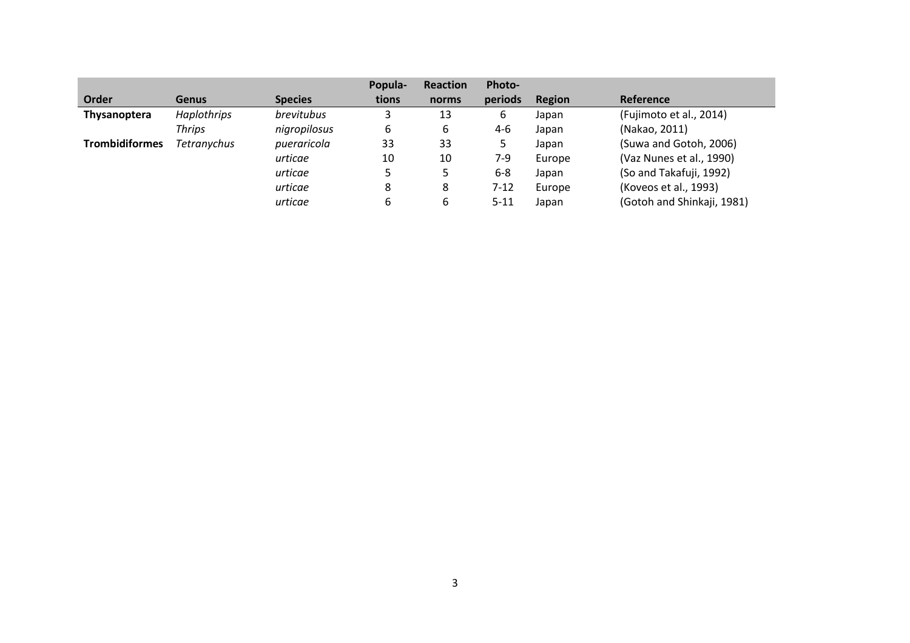| Order | Genus | Species | Popula-tions | Reaction norms | Photo-periods | Region | Reference |
|---|---|---|---|---|---|---|---|
| **Thysanoptera** | *Haplothrips* | *brevitubus* | 3 | 13 | 6 | Japan | (Fujimoto et al., 2014) |
| | *Thrips* | *nigropilosus* | 6 | 6 | 4-6 | Japan | (Nakao, 2011) |
| **Trombidiformes** | *Tetranychus* | *pueraricola* | 33 | 33 | 5 | Japan | (Suwa and Gotoh, 2006) |
| | | *urticae* | 10 | 10 | 7-9 | Europe | (Vaz Nunes et al., 1990) |
| | | *urticae* | 5 | 5 | 6-8 | Japan | (So and Takafuji, 1992) |
| | | *urticae* | 8 | 8 | 7-12 | Europe | (Koveos et al., 1993) |
| | | *urticae* | 6 | 6 | 5-11 | Japan | (Gotoh and Shinkaji, 1981) |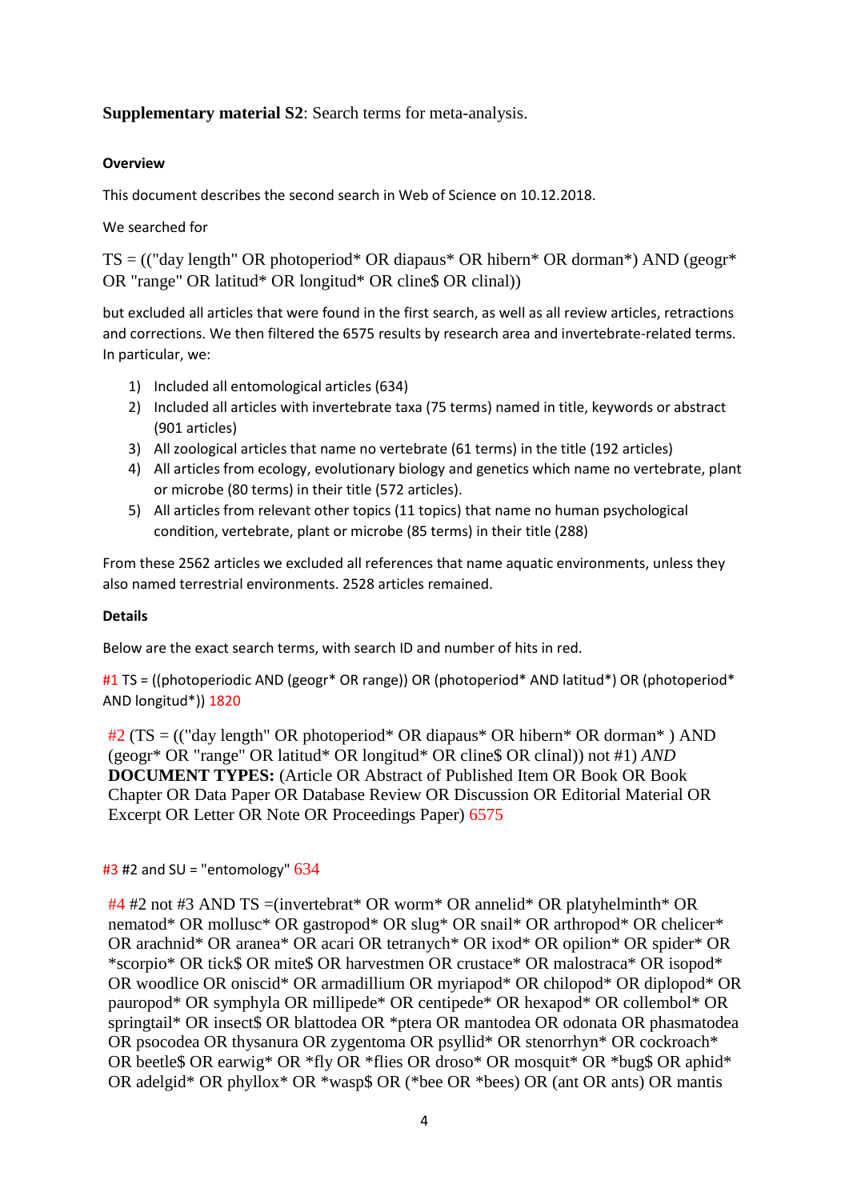**Supplementary material S2**: Search terms for meta-analysis.

#### Overview

This document describes the second search in Web of Science on 10.12.2018.

We searched for

TS = (("day length" OR photoperiod* OR diapaus* OR hibern* OR dorman*) AND (geogr* OR "range" OR latitud* OR longitud* OR cline$ OR clinal))

but excluded all articles that were found in the first search, as well as all review articles, retractions and corrections. We then filtered the 6575 results by research area and invertebrate-related terms. In particular, we:

1) Included all entomological articles (634)
2) Included all articles with invertebrate taxa (75 terms) named in title, keywords or abstract (901 articles)
3) All zoological articles that name no vertebrate (61 terms) in the title (192 articles)
4) All articles from ecology, evolutionary biology and genetics which name no vertebrate, plant or microbe (80 terms) in their title (572 articles).
5) All articles from relevant other topics (11 topics) that name no human psychological condition, vertebrate, plant or microbe (85 terms) in their title (288)

From these 2562 articles we excluded all references that name aquatic environments, unless they also named terrestrial environments. 2528 articles remained.

#### Details

Below are the exact search terms, with search ID and number of hits in red.

#1 TS = ((photoperiodic AND (geogr* OR range)) OR (photoperiod* AND latitud*) OR (photoperiod* AND longitud*)) 1820

#2 (TS = (("day length" OR photoperiod* OR diapaus* OR hibern* OR dorman* ) AND (geogr* OR "range" OR latitud* OR longitud* OR cline$ OR clinal)) not #1) *AND* **DOCUMENT TYPES:** (Article OR Abstract of Published Item OR Book OR Book Chapter OR Data Paper OR Database Review OR Discussion OR Editorial Material OR Excerpt OR Letter OR Note OR Proceedings Paper) 6575

#3 #2 and SU = "entomology" 634

#4 #2 not #3 AND TS =(invertebrat* OR worm* OR annelid* OR platyhelminth* OR nematod* OR mollusc* OR gastropod* OR slug* OR snail* OR arthropod* OR chelicer* OR arachnid* OR aranea* OR acari OR tetranych* OR ixod* OR opilion* OR spider* OR *scorpio* OR tick$ OR mite$ OR harvestmen OR crustace* OR malostraca* OR isopod* OR woodlice OR oniscid* OR armadillium OR myriapod* OR chilopod* OR diplopod* OR pauropod* OR symphyla OR millipede* OR centipede* OR hexapod* OR collembol* OR springtail* OR insect$ OR blattodea OR *ptera OR mantodea OR odonata OR phasmatodea OR psocodea OR thysanura OR zygentoma OR psyllid* OR stenorrhyn* OR cockroach* OR beetle$ OR earwig* OR *fly OR *flies OR droso* OR mosquit* OR *bug$ OR aphid* OR adelgid* OR phyllox* OR *wasp$ OR (*bee OR *bees) OR (ant OR ants) OR mantis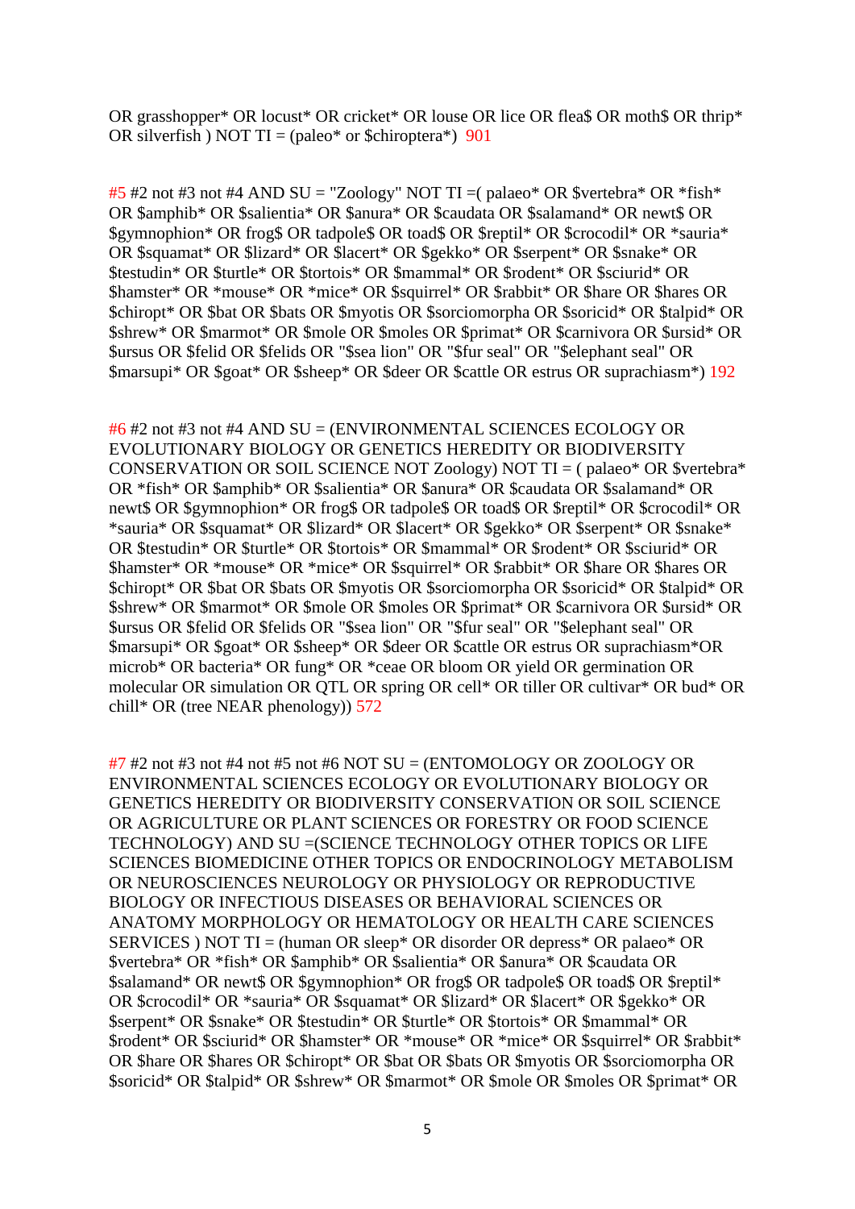OR grasshopper* OR locust* OR cricket* OR louse OR lice OR flea$ OR moth$ OR thrip* OR silverfish ) NOT TI = (paleo* or $chiroptera*) 901

#5 #2 not #3 not #4 AND SU = "Zoology" NOT TI =( palaeo* OR $vertebra* OR *fish* OR $amphib* OR $salientia* OR $anura* OR $caudata OR $salamand* OR newt$ OR $gymnophion* OR frog$ OR tadpole$ OR toad$ OR $reptil* OR $crocodil* OR *sauria* OR $squamat* OR $lizard* OR $lacert* OR $gekko* OR $serpent* OR $snake* OR $testudin* OR $turtle* OR $tortois* OR $mammal* OR $rodent* OR $sciurid* OR $hamster* OR *mouse* OR *mice* OR $squirrel* OR $rabbit* OR $hare OR $hares OR $chiropt* OR $bat OR $bats OR $myotis OR $sorciomorpha OR $soricid* OR $talpid* OR $shrew* OR $marmot* OR $mole OR $moles OR $primat* OR $carnivora OR $ursid* OR $ursus OR $felid OR $felids OR "$sea lion" OR "$fur seal" OR "$elephant seal" OR $marsupi* OR $goat* OR $sheep* OR $deer OR $cattle OR estrus OR suprachiasm*) 192

#6 #2 not #3 not #4 AND SU = (ENVIRONMENTAL SCIENCES ECOLOGY OR EVOLUTIONARY BIOLOGY OR GENETICS HEREDITY OR BIODIVERSITY CONSERVATION OR SOIL SCIENCE NOT Zoology) NOT TI = ( palaeo* OR $vertebra* OR *fish* OR $amphib* OR $salientia* OR $anura* OR $caudata OR $salamand* OR newt$ OR $gymnophion* OR frog$ OR tadpole$ OR toad$ OR $reptil* OR $crocodil* OR *sauria* OR $squamat* OR $lizard* OR $lacert* OR $gekko* OR $serpent* OR $snake* OR $testudin* OR $turtle* OR $tortois* OR $mammal* OR $rodent* OR $sciurid* OR $hamster* OR *mouse* OR *mice* OR $squirrel* OR $rabbit* OR $hare OR $hares OR $chiropt* OR $bat OR $bats OR $myotis OR $sorciomorpha OR $soricid* OR $talpid* OR $shrew* OR $marmot* OR $mole OR $moles OR $primat* OR $carnivora OR $ursid* OR $ursus OR $felid OR $felids OR "$sea lion" OR "$fur seal" OR "$elephant seal" OR $marsupi* OR $goat* OR $sheep* OR $deer OR $cattle OR estrus OR suprachiasm*OR microb* OR bacteria* OR fung* OR *ceae OR bloom OR yield OR germination OR molecular OR simulation OR QTL OR spring OR cell* OR tiller OR cultivar* OR bud* OR chill* OR (tree NEAR phenology)) 572

#7 #2 not #3 not #4 not #5 not #6 NOT SU = (ENTOMOLOGY OR ZOOLOGY OR ENVIRONMENTAL SCIENCES ECOLOGY OR EVOLUTIONARY BIOLOGY OR GENETICS HEREDITY OR BIODIVERSITY CONSERVATION OR SOIL SCIENCE OR AGRICULTURE OR PLANT SCIENCES OR FORESTRY OR FOOD SCIENCE TECHNOLOGY) AND SU =(SCIENCE TECHNOLOGY OTHER TOPICS OR LIFE SCIENCES BIOMEDICINE OTHER TOPICS OR ENDOCRINOLOGY METABOLISM OR NEUROSCIENCES NEUROLOGY OR PHYSIOLOGY OR REPRODUCTIVE BIOLOGY OR INFECTIOUS DISEASES OR BEHAVIORAL SCIENCES OR ANATOMY MORPHOLOGY OR HEMATOLOGY OR HEALTH CARE SCIENCES SERVICES ) NOT TI = (human OR sleep* OR disorder OR depress* OR palaeo* OR $vertebra* OR *fish* OR $amphib* OR $salientia* OR $anura* OR $caudata OR $salamand* OR newt$ OR $gymnophion* OR frog$ OR tadpole$ OR toad$ OR $reptil* OR $crocodil* OR *sauria* OR $squamat* OR $lizard* OR $lacert* OR $gekko* OR $serpent* OR $snake* OR $testudin* OR $turtle* OR $tortois* OR $mammal* OR $rodent* OR $sciurid* OR $hamster* OR *mouse* OR *mice* OR $squirrel* OR $rabbit* OR $hare OR $hares OR $chiropt* OR $bat OR $bats OR $myotis OR $sorciomorpha OR $soricid* OR $talpid* OR $shrew* OR $marmot* OR $mole OR $moles OR $primat* OR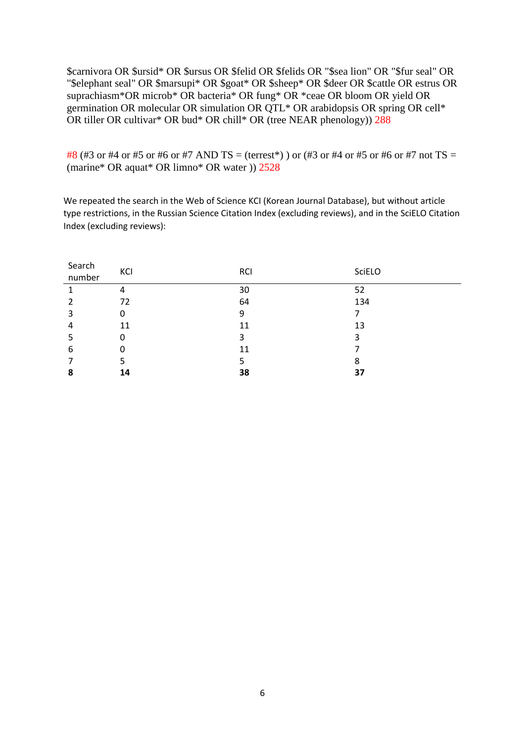$carnivora OR $ursid* OR $ursus OR $felid OR $felids OR "$sea lion" OR "$fur seal" OR "$elephant seal" OR $marsupi* OR $goat* OR $sheep* OR $deer OR $cattle OR estrus OR suprachiasm*OR microb* OR bacteria* OR fung* OR *ceae OR bloom OR yield OR germination OR molecular OR simulation OR QTL* OR arabidopsis OR spring OR cell* OR tiller OR cultivar* OR bud* OR chill* OR (tree NEAR phenology)) 288

#8 (#3 or #4 or #5 or #6 or #7 AND TS = (terrest*) ) or (#3 or #4 or #5 or #6 or #7 not TS = (marine* OR aquat* OR limno* OR water )) 2528

We repeated the search in the Web of Science KCI (Korean Journal Database), but without article type restrictions, in the Russian Science Citation Index (excluding reviews), and in the SciELO Citation Index (excluding reviews):

| Search number | KCI | RCI | SciELO |
|---|---|---|---|
| 1 | 4 | 30 | 52 |
| 2 | 72 | 64 | 134 |
| 3 | 0 | 9 | 7 |
| 4 | 11 | 11 | 13 |
| 5 | 0 | 3 | 3 |
| 6 | 0 | 11 | 7 |
| 7 | 5 | 5 | 8 |
| **8** | **14** | **38** | **37** |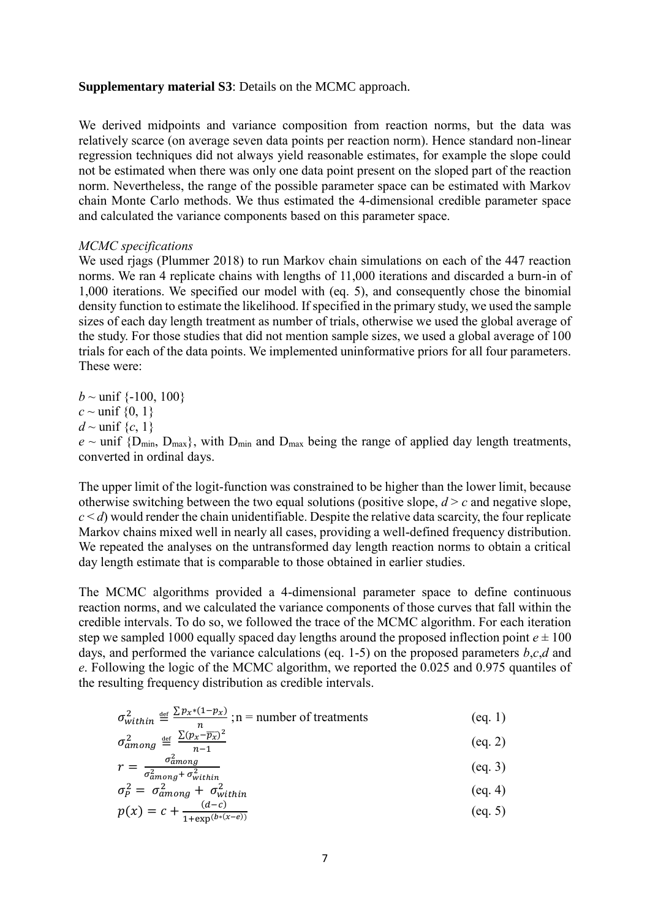**Supplementary material S3**: Details on the MCMC approach.

We derived midpoints and variance composition from reaction norms, but the data was relatively scarce (on average seven data points per reaction norm). Hence standard non-linear regression techniques did not always yield reasonable estimates, for example the slope could not be estimated when there was only one data point present on the sloped part of the reaction norm. Nevertheless, the range of the possible parameter space can be estimated with Markov chain Monte Carlo methods. We thus estimated the 4-dimensional credible parameter space and calculated the variance components based on this parameter space.

*MCMC specifications*

We used rjags (Plummer 2018) to run Markov chain simulations on each of the 447 reaction norms. We ran 4 replicate chains with lengths of 11,000 iterations and discarded a burn-in of 1,000 iterations. We specified our model with (eq. 5), and consequently chose the binomial density function to estimate the likelihood. If specified in the primary study, we used the sample sizes of each day length treatment as number of trials, otherwise we used the global average of the study. For those studies that did not mention sample sizes, we used a global average of 100 trials for each of the data points. We implemented uninformative priors for all four parameters. These were:

$b$ ~ unif {-100, 100}
$c$ ~ unif {0, 1}
$d$ ~ unif {$c$, 1}
$e$ ~ unif {$D_{min}$, $D_{max}$}, with $D_{min}$ and $D_{max}$ being the range of applied day length treatments, converted in ordinal days.

The upper limit of the logit-function was constrained to be higher than the lower limit, because otherwise switching between the two equal solutions (positive slope, $d > c$ and negative slope, $c < d$) would render the chain unidentifiable. Despite the relative data scarcity, the four replicate Markov chains mixed well in nearly all cases, providing a well-defined frequency distribution. We repeated the analyses on the untransformed day length reaction norms to obtain a critical day length estimate that is comparable to those obtained in earlier studies.

The MCMC algorithms provided a 4-dimensional parameter space to define continuous reaction norms, and we calculated the variance components of those curves that fall within the credible intervals. To do so, we followed the trace of the MCMC algorithm. For each iteration step we sampled 1000 equally spaced day lengths around the proposed inflection point $e \pm 100$ days, and performed the variance calculations (eq. 1-5) on the proposed parameters $b$,$c$,$d$ and $e$. Following the logic of the MCMC algorithm, we reported the 0.025 and 0.975 quantiles of the resulting frequency distribution as credible intervals.

$$\sigma^2_{within} \stackrel{\text{def}}{=} \frac{\sum p_x * (1-p_x)}{n} \text{ ; n = number of treatments} \quad \text{(eq. 1)}$$

$$\sigma^2_{among} \stackrel{\text{def}}{=} \frac{\sum (p_x - \overline{p_x})^2}{n-1} \quad \text{(eq. 2)}$$

$$r = \frac{\sigma^2_{among}}{\sigma^2_{among} + \sigma^2_{within}} \quad \text{(eq. 3)}$$

$$\sigma^2_P = \sigma^2_{among} + \sigma^2_{within} \quad \text{(eq. 4)}$$

$$p(x) = c + \frac{(d-c)}{1+\exp^{(b*(x-e))}} \quad \text{(eq. 5)}$$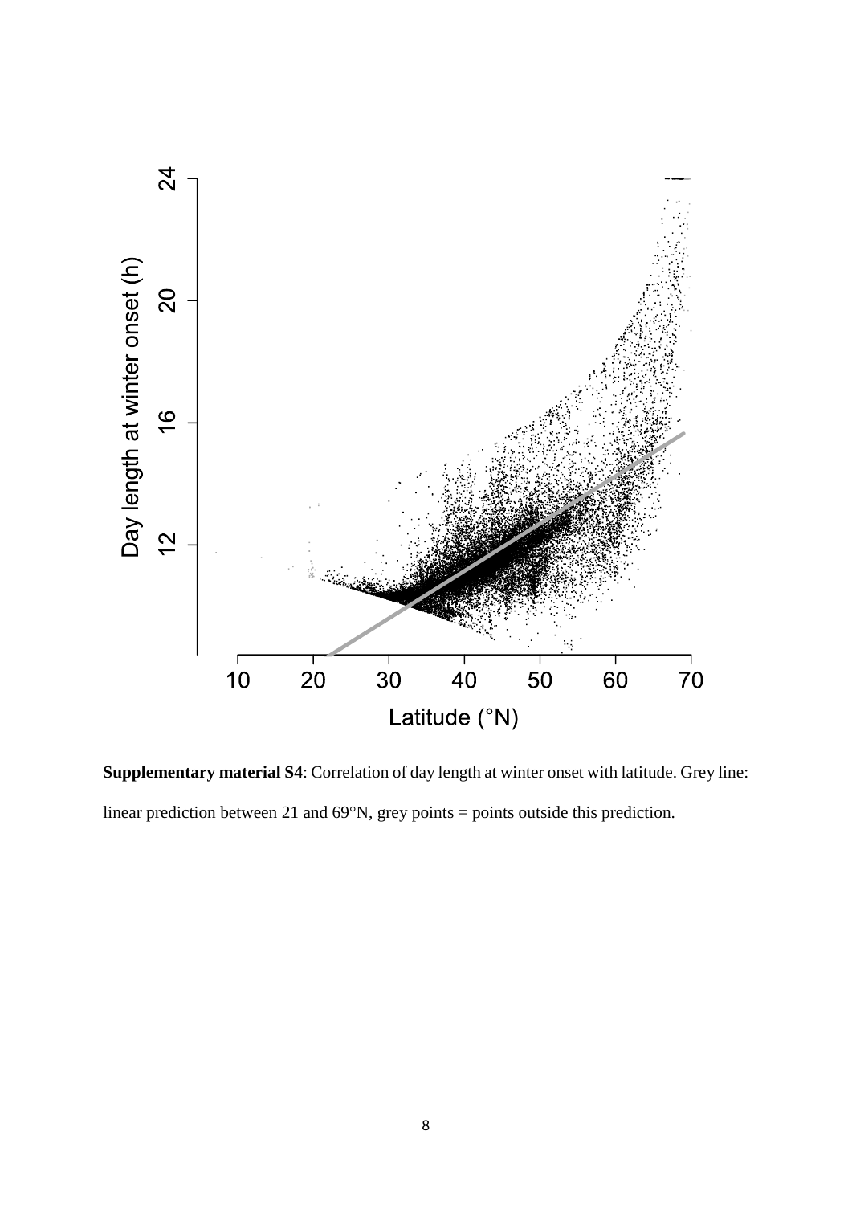**Supplementary material S4**: Correlation of day length at winter onset with latitude. Grey line: linear prediction between 21 and 69°N, grey points = points outside this prediction.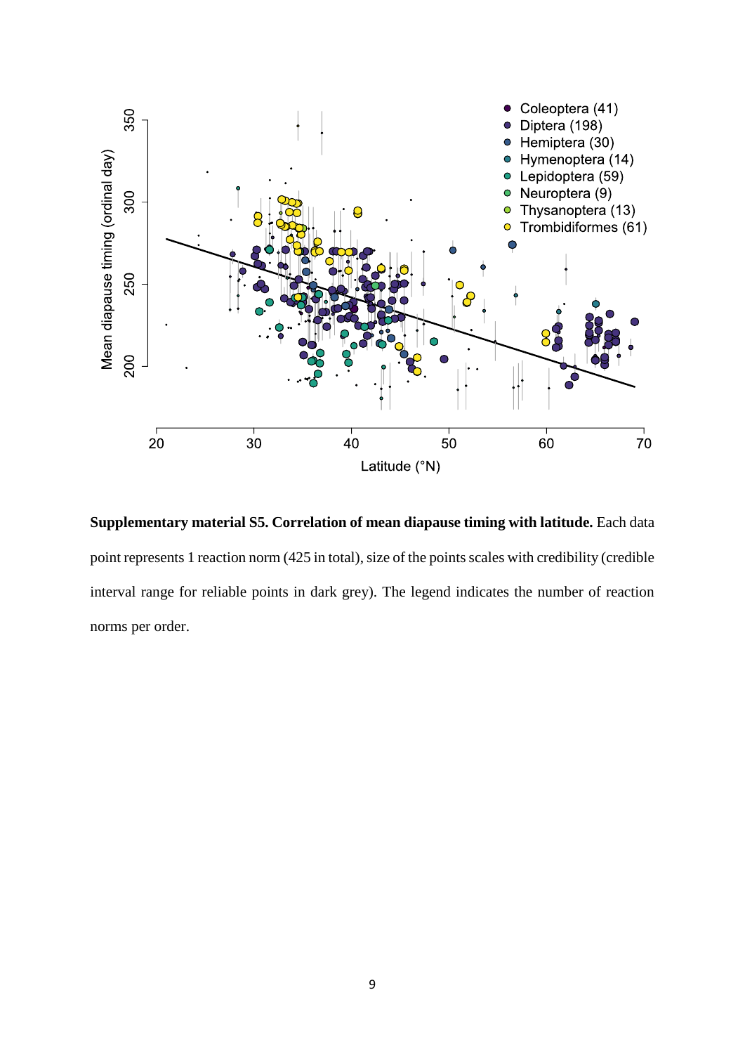**Supplementary material S5. Correlation of mean diapause timing with latitude.** Each data point represents 1 reaction norm (425 in total), size of the points scales with credibility (credible interval range for reliable points in dark grey). The legend indicates the number of reaction norms per order.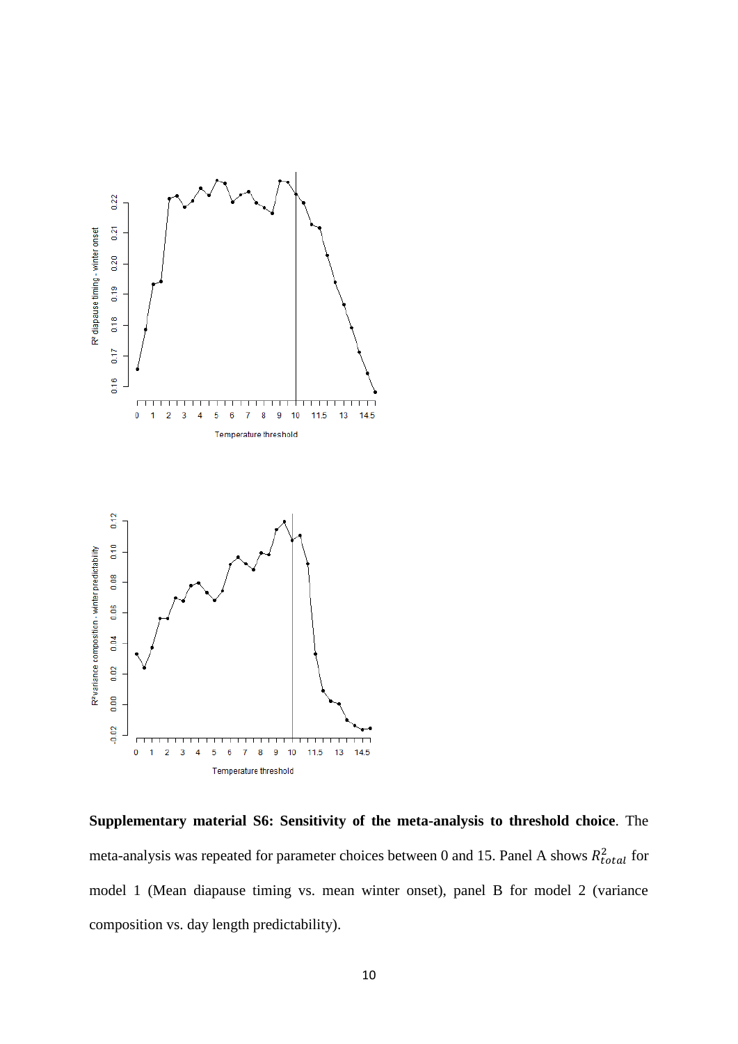**Supplementary material S6: Sensitivity of the meta-analysis to threshold choice**. The meta-analysis was repeated for parameter choices between 0 and 15. Panel A shows $R^2_{total}$ for model 1 (Mean diapause timing vs. mean winter onset), panel B for model 2 (variance composition vs. day length predictability).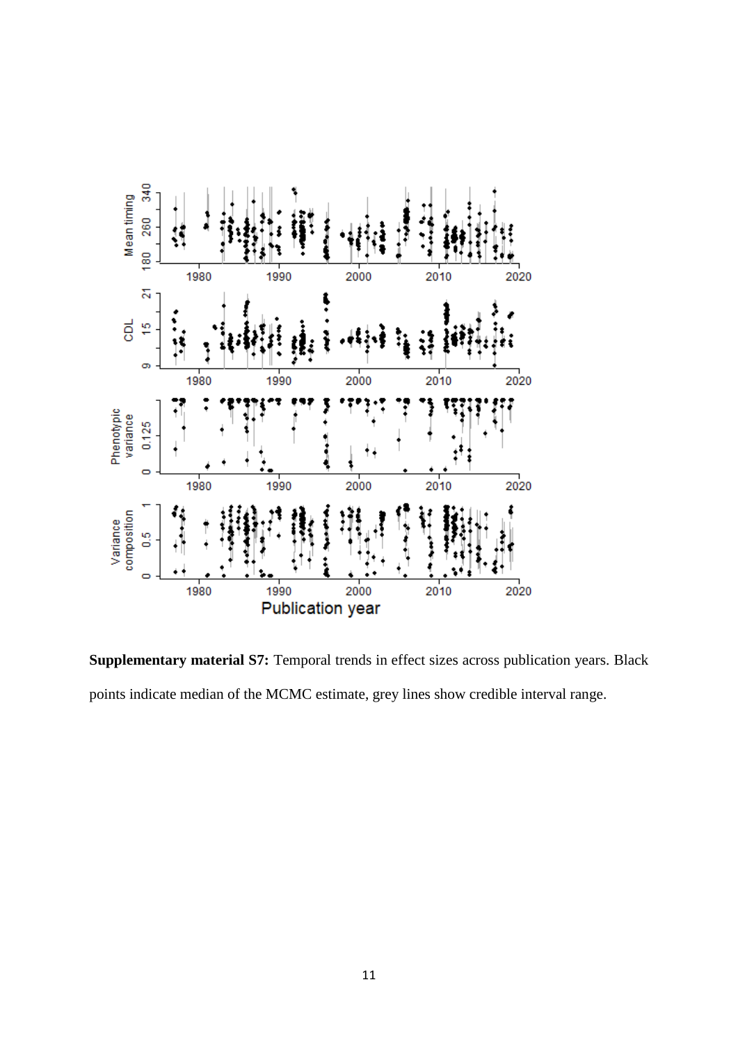Mean timing
180
260
340
1980
1990
2000
2010
2020

CDL
9
15
21
1980
1990
2000
2010
2020

Phenotypic variance
0
0.125
1980
1990
2000
2010
2020

Variance composition
0
0.5
1
1980
1990
2000
2010
2020

Publication year

**Supplementary material S7:** Temporal trends in effect sizes across publication years. Black points indicate median of the MCMC estimate, grey lines show credible interval range.